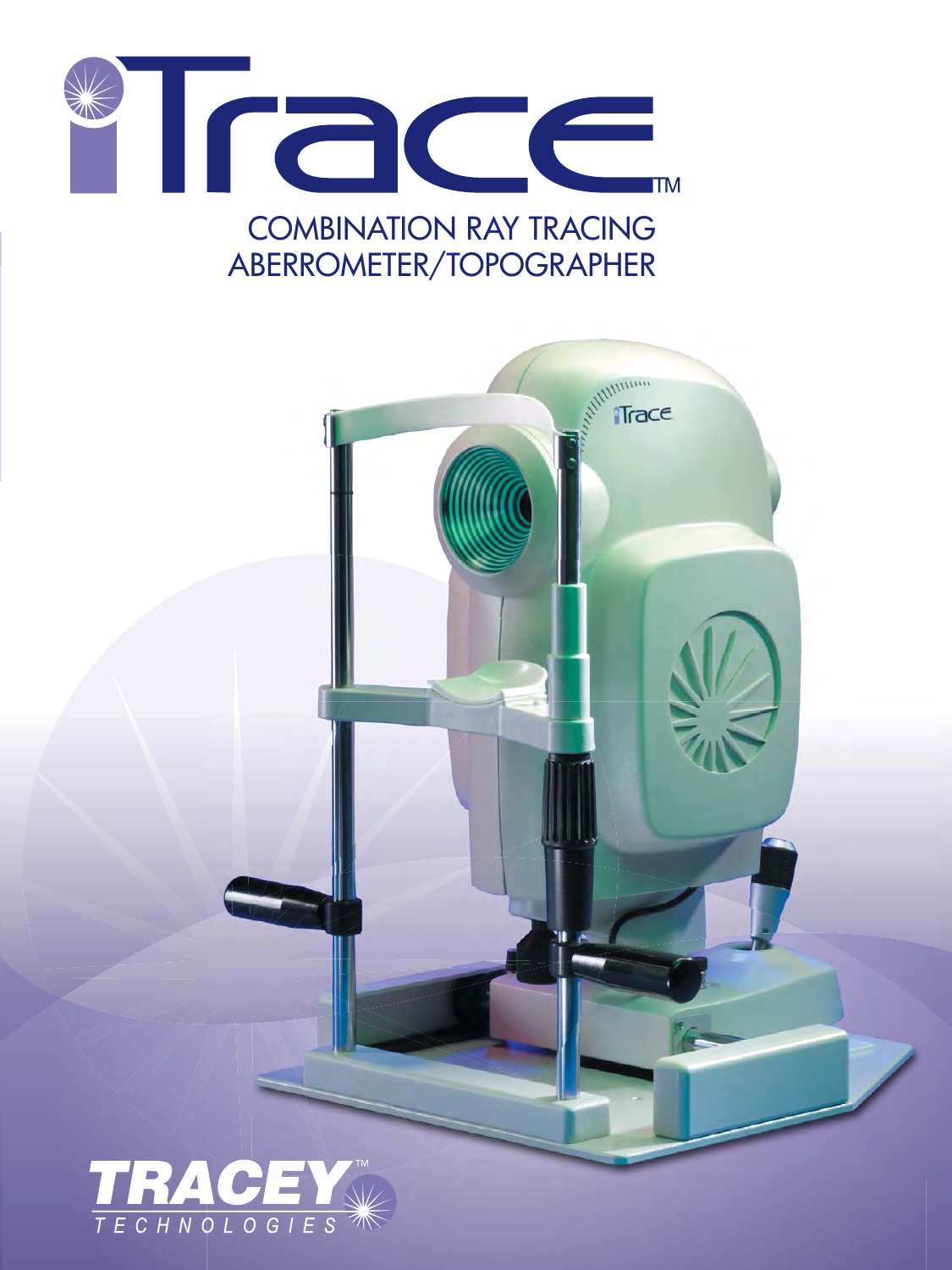# iTrace™

## COMBINATION RAY TRACING ABERROMETER/TOPOGRAPHER

TRACEY™ TECHNOLOGIES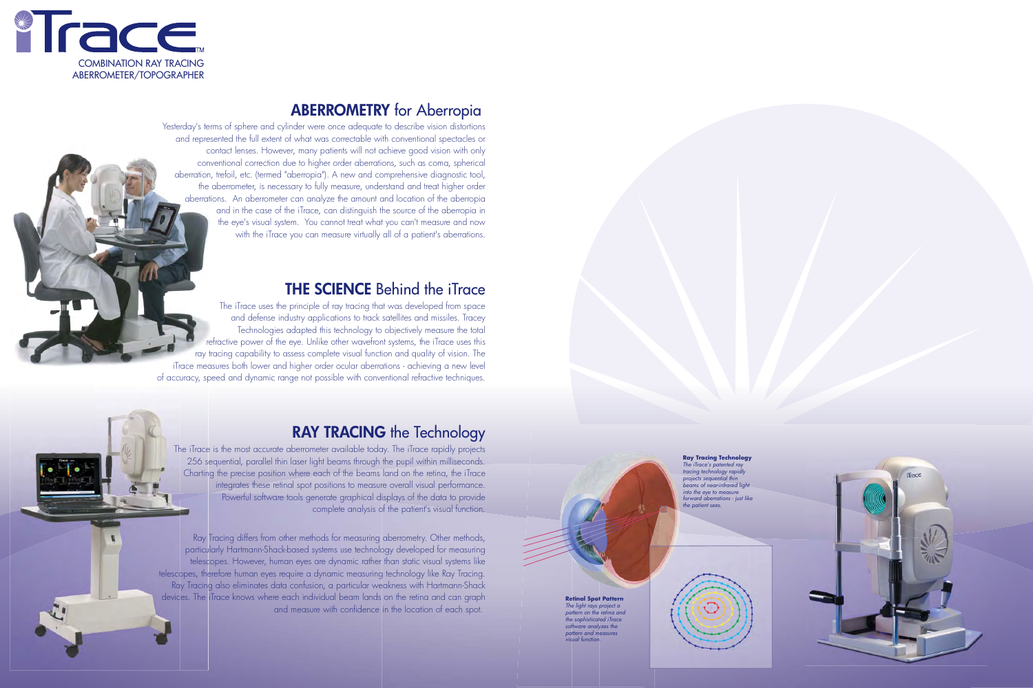# iTrace™

COMBINATION RAY TRACING ABERROMETER/TOPOGRAPHER

## ABERROMETRY for Aberropia

Yesterday's terms of sphere and cylinder were once adequate to describe vision distortions and represented the full extent of what was correctable with conventional spectacles or contact lenses. However, many patients will not achieve good vision with only conventional correction due to higher order aberrations, such as coma, spherical aberration, trefoil, etc. (termed "aberropia"). A new and comprehensive diagnostic tool, the aberrometer, is necessary to fully measure, understand and treat higher order aberrations. An aberrometer can analyze the amount and location of the aberropia and in the case of the iTrace, can distinguish the source of the aberropia in the eye's visual system. You cannot treat what you can't measure and now with the iTrace you can measure virtually all of a patient's aberrations.

## THE SCIENCE Behind the iTrace

The iTrace uses the principle of ray tracing that was developed from space and defense industry applications to track satellites and missiles. Tracey Technologies adapted this technology to objectively measure the total refractive power of the eye. Unlike other wavefront systems, the iTrace uses this ray tracing capability to assess complete visual function and quality of vision. The iTrace measures both lower and higher order ocular aberrations - achieving a new level of accuracy, speed and dynamic range not possible with conventional refractive techniques.

## RAY TRACING the Technology

The iTrace is the most accurate aberrometer available today. The iTrace rapidly projects 256 sequential, parallel thin laser light beams through the pupil within milliseconds. Charting the precise position where each of the beams land on the retina, the iTrace integrates these retinal spot positions to measure overall visual performance. Powerful software tools generate graphical displays of the data to provide complete analysis of the patient's visual function.

Ray Tracing differs from other methods for measuring aberrometry. Other methods, particularly Hartmann-Shack-based systems use technology developed for measuring telescopes. However, human eyes are dynamic rather than static visual systems like telescopes, therefore human eyes require a dynamic measuring technology like Ray Tracing. Ray Tracing also eliminates data confusion, a particular weakness with Hartmann-Shack devices. The iTrace knows where each individual beam lands on the retina and can graph and measure with confidence in the location of each spot.

**Ray Tracing Technology**
*The iTrace's patented ray tracing technology rapidly projects sequential thin beams of near-infrared light into the eye to measure forward aberrations - just like the patient sees.*

**Retinal Spot Pattern**
*The light rays project a pattern on the retina and the sophisticated iTrace software analyzes the pattern and measures visual function.*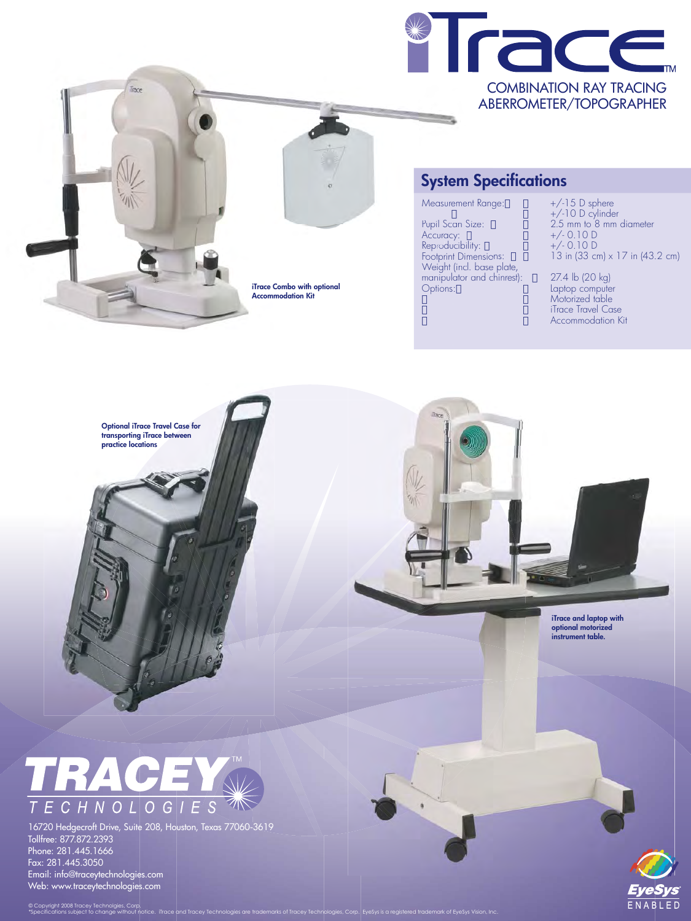# iTrace™

COMBINATION RAY TRACING ABERROMETER/TOPOGRAPHER

iTrace Combo with optional Accommodation Kit

## System Specifications

| | |
|---|---|
| Measurement Range: | +/-15 D sphere |
| | +/-10 D cylinder |
| Pupil Scan Size: | 2.5 mm to 8 mm diameter |
| Accuracy: | +/- 0.10 D |
| Reproducibility: | +/- 0.10 D |
| Footprint Dimensions: | 13 in (33 cm) x 17 in (43.2 cm) |
| Weight (incl. base plate, manipulator and chinrest): | 27.4 lb (20 kg) |
| Options: | Laptop computer |
| | Motorized table |
| | iTrace Travel Case |
| | Accommodation Kit |

**Optional iTrace Travel Case for transporting iTrace between practice locations**

**iTrace and laptop with optional motorized instrument table.**

**TRACEY™ TECHNOLOGIES**

16720 Hedgecroft Drive, Suite 208, Houston, Texas 77060-3619
Tollfree: 877.872.2393
Phone: 281.445.1666
Fax: 281.445.3050
Email: info@traceytechnologies.com
Web: www.traceytechnologies.com

EyeSys ENABLED

© Copyright 2008 Tracey Technologies, Corp.
*Specifications subject to change without notice. iTrace and Tracey Technologies are trademarks of Tracey Technologies, Corp. EyeSys is a registered trademark of EyeSys Vision, Inc.